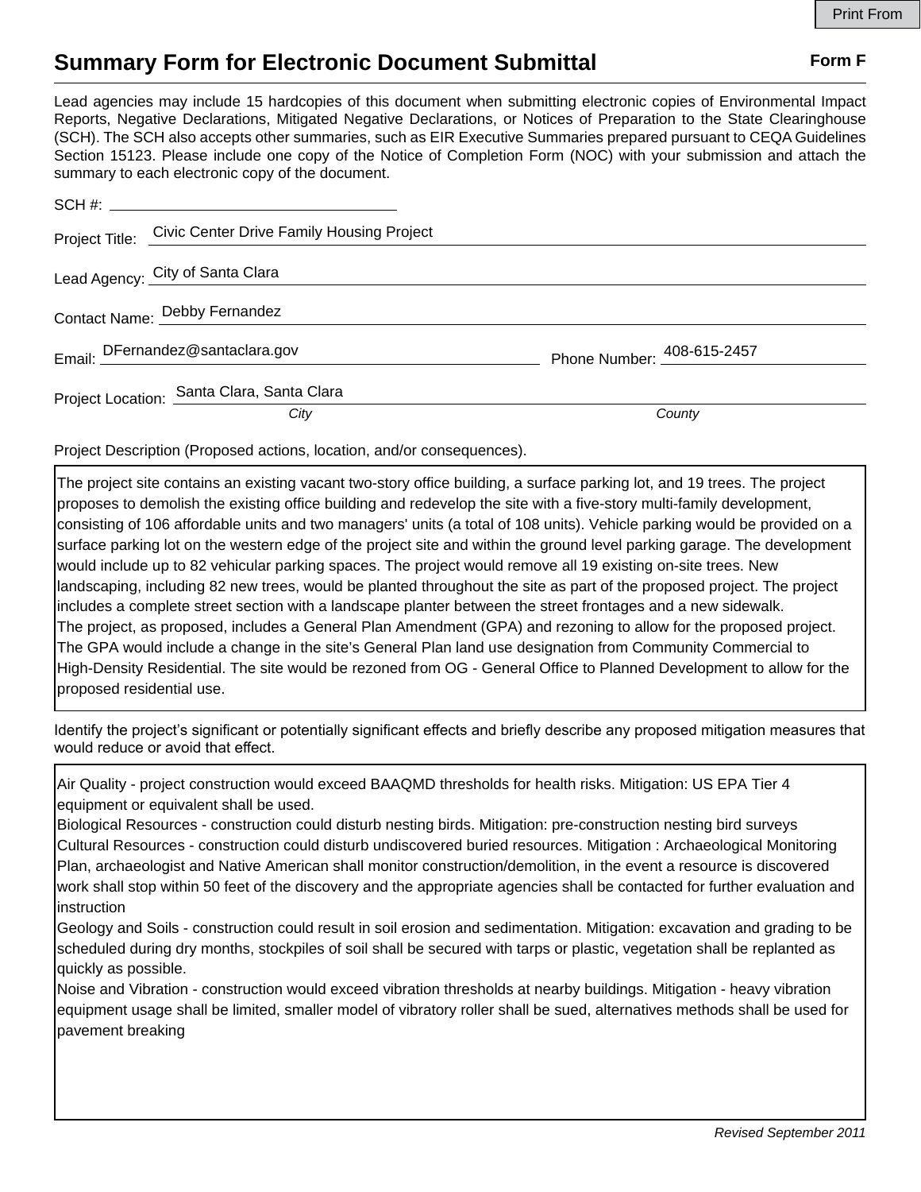# Summary Form for Electronic Document Submittal

**Form F**

Lead agencies may include 15 hardcopies of this document when submitting electronic copies of Environmental Impact Reports, Negative Declarations, Mitigated Negative Declarations, or Notices of Preparation to the State Clearinghouse (SCH). The SCH also accepts other summaries, such as EIR Executive Summaries prepared pursuant to CEQA Guidelines Section 15123. Please include one copy of the Notice of Completion Form (NOC) with your submission and attach the summary to each electronic copy of the document.

SCH #: ______________________

Project Title: Civic Center Drive Family Housing Project

Lead Agency: City of Santa Clara

Contact Name: Debby Fernandez

Email: DFernandez@santaclara.gov    Phone Number: 408-615-2457

Project Location: Santa Clara, Santa Clara
*City*    *County*

Project Description (Proposed actions, location, and/or consequences).

The project site contains an existing vacant two-story office building, a surface parking lot, and 19 trees. The project proposes to demolish the existing office building and redevelop the site with a five-story multi-family development, consisting of 106 affordable units and two managers' units (a total of 108 units). Vehicle parking would be provided on a surface parking lot on the western edge of the project site and within the ground level parking garage. The development would include up to 82 vehicular parking spaces. The project would remove all 19 existing on-site trees. New landscaping, including 82 new trees, would be planted throughout the site as part of the proposed project. The project includes a complete street section with a landscape planter between the street frontages and a new sidewalk.
The project, as proposed, includes a General Plan Amendment (GPA) and rezoning to allow for the proposed project. The GPA would include a change in the site's General Plan land use designation from Community Commercial to High-Density Residential. The site would be rezoned from OG - General Office to Planned Development to allow for the proposed residential use.

Identify the project's significant or potentially significant effects and briefly describe any proposed mitigation measures that would reduce or avoid that effect.

Air Quality - project construction would exceed BAAQMD thresholds for health risks. Mitigation: US EPA Tier 4 equipment or equivalent shall be used.
Biological Resources - construction could disturb nesting birds. Mitigation: pre-construction nesting bird surveys
Cultural Resources - construction could disturb undiscovered buried resources. Mitigation : Archaeological Monitoring Plan, archaeologist and Native American shall monitor construction/demolition, in the event a resource is discovered work shall stop within 50 feet of the discovery and the appropriate agencies shall be contacted for further evaluation and instruction
Geology and Soils - construction could result in soil erosion and sedimentation. Mitigation: excavation and grading to be scheduled during dry months, stockpiles of soil shall be secured with tarps or plastic, vegetation shall be replanted as quickly as possible.
Noise and Vibration - construction would exceed vibration thresholds at nearby buildings. Mitigation - heavy vibration equipment usage shall be limited, smaller model of vibratory roller shall be sued, alternatives methods shall be used for pavement breaking

*Revised September 2011*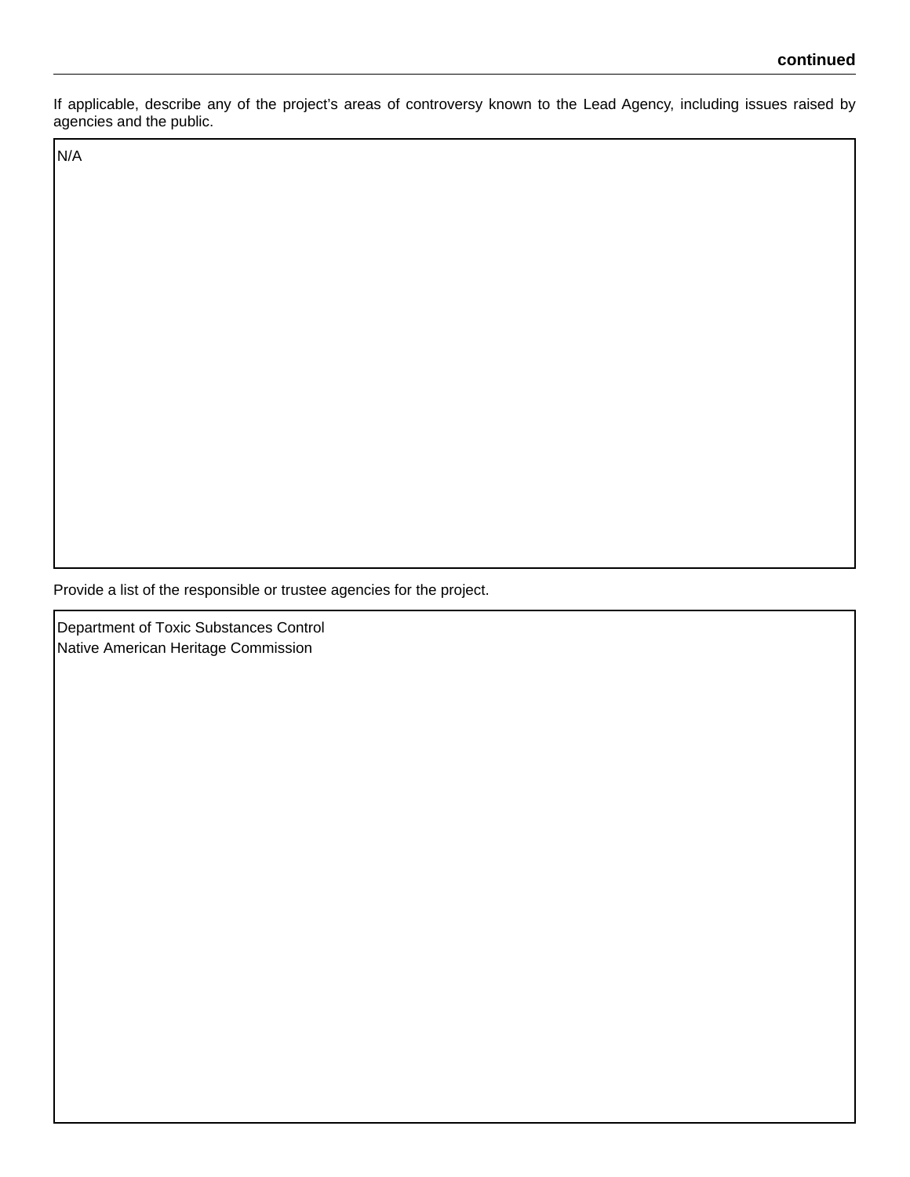**continued**

If applicable, describe any of the project's areas of controversy known to the Lead Agency, including issues raised by agencies and the public.

N/A

Provide a list of the responsible or trustee agencies for the project.

Department of Toxic Substances Control
Native American Heritage Commission